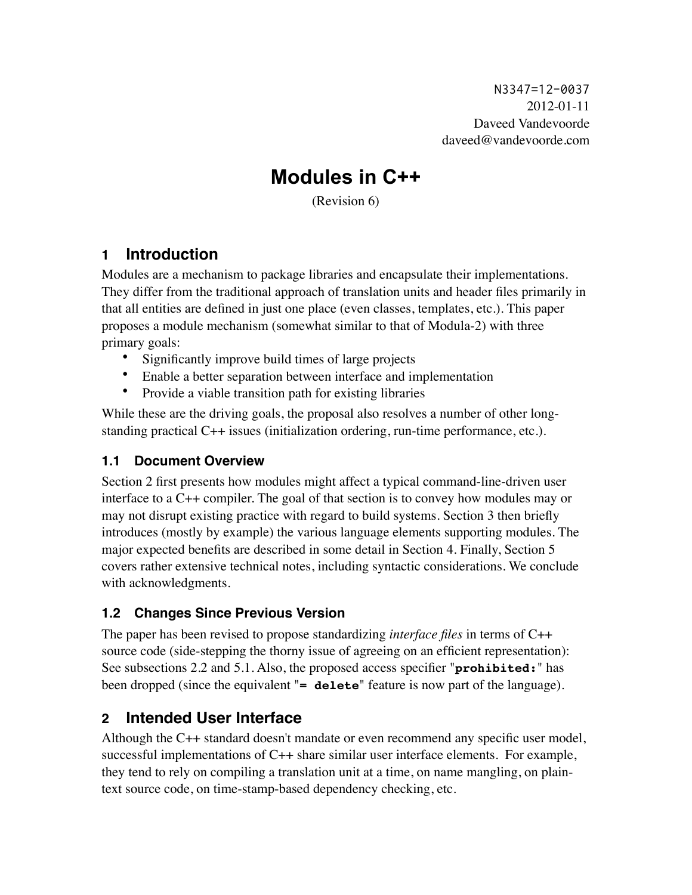N3347=12-0037
2012-01-11
Daveed Vandevoorde
daveed@vandevoorde.com

# Modules in C++

(Revision 6)

## 1 Introduction

Modules are a mechanism to package libraries and encapsulate their implementations. They differ from the traditional approach of translation units and header files primarily in that all entities are defined in just one place (even classes, templates, etc.). This paper proposes a module mechanism (somewhat similar to that of Modula-2) with three primary goals:

- Significantly improve build times of large projects
- Enable a better separation between interface and implementation
- Provide a viable transition path for existing libraries

While these are the driving goals, the proposal also resolves a number of other long-standing practical C++ issues (initialization ordering, run-time performance, etc.).

### 1.1 Document Overview

Section 2 first presents how modules might affect a typical command-line-driven user interface to a C++ compiler. The goal of that section is to convey how modules may or may not disrupt existing practice with regard to build systems. Section 3 then briefly introduces (mostly by example) the various language elements supporting modules. The major expected benefits are described in some detail in Section 4. Finally, Section 5 covers rather extensive technical notes, including syntactic considerations. We conclude with acknowledgments.

### 1.2 Changes Since Previous Version

The paper has been revised to propose standardizing *interface files* in terms of C++ source code (side-stepping the thorny issue of agreeing on an efficient representation): See subsections 2.2 and 5.1. Also, the proposed access specifier "**`prohibited:`**" has been dropped (since the equivalent "**`= delete`**" feature is now part of the language).

## 2 Intended User Interface

Although the C++ standard doesn't mandate or even recommend any specific user model, successful implementations of C++ share similar user interface elements. For example, they tend to rely on compiling a translation unit at a time, on name mangling, on plain-text source code, on time-stamp-based dependency checking, etc.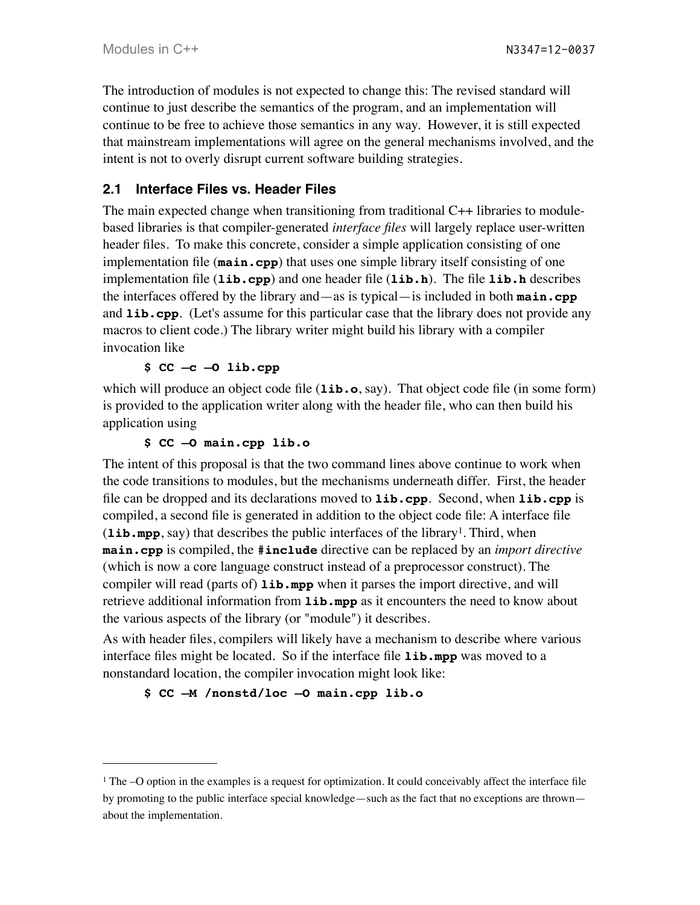The introduction of modules is not expected to change this: The revised standard will continue to just describe the semantics of the program, and an implementation will continue to be free to achieve those semantics in any way. However, it is still expected that mainstream implementations will agree on the general mechanisms involved, and the intent is not to overly disrupt current software building strategies.

### 2.1 Interface Files vs. Header Files

The main expected change when transitioning from traditional C++ libraries to module-based libraries is that compiler-generated *interface files* will largely replace user-written header files. To make this concrete, consider a simple application consisting of one implementation file (**main.cpp**) that uses one simple library itself consisting of one implementation file (**lib.cpp**) and one header file (**lib.h**). The file **lib.h** describes the interfaces offered by the library and—as is typical—is included in both **main.cpp** and **lib.cpp**. (Let's assume for this particular case that the library does not provide any macros to client code.) The library writer might build his library with a compiler invocation like

```
$ CC –c –O lib.cpp
```

which will produce an object code file (**lib.o**, say). That object code file (in some form) is provided to the application writer along with the header file, who can then build his application using

```
$ CC –O main.cpp lib.o
```

The intent of this proposal is that the two command lines above continue to work when the code transitions to modules, but the mechanisms underneath differ. First, the header file can be dropped and its declarations moved to **lib.cpp**. Second, when **lib.cpp** is compiled, a second file is generated in addition to the object code file: A interface file (**lib.mpp**, say) that describes the public interfaces of the library[1]. Third, when **main.cpp** is compiled, the **#include** directive can be replaced by an *import directive* (which is now a core language construct instead of a preprocessor construct). The compiler will read (parts of) **lib.mpp** when it parses the import directive, and will retrieve additional information from **lib.mpp** as it encounters the need to know about the various aspects of the library (or "module") it describes.

As with header files, compilers will likely have a mechanism to describe where various interface files might be located. So if the interface file **lib.mpp** was moved to a nonstandard location, the compiler invocation might look like:

```
$ CC –M /nonstd/loc –O main.cpp lib.o
```

---

[1] The –O option in the examples is a request for optimization. It could conceivably affect the interface file by promoting to the public interface special knowledge—such as the fact that no exceptions are thrown—about the implementation.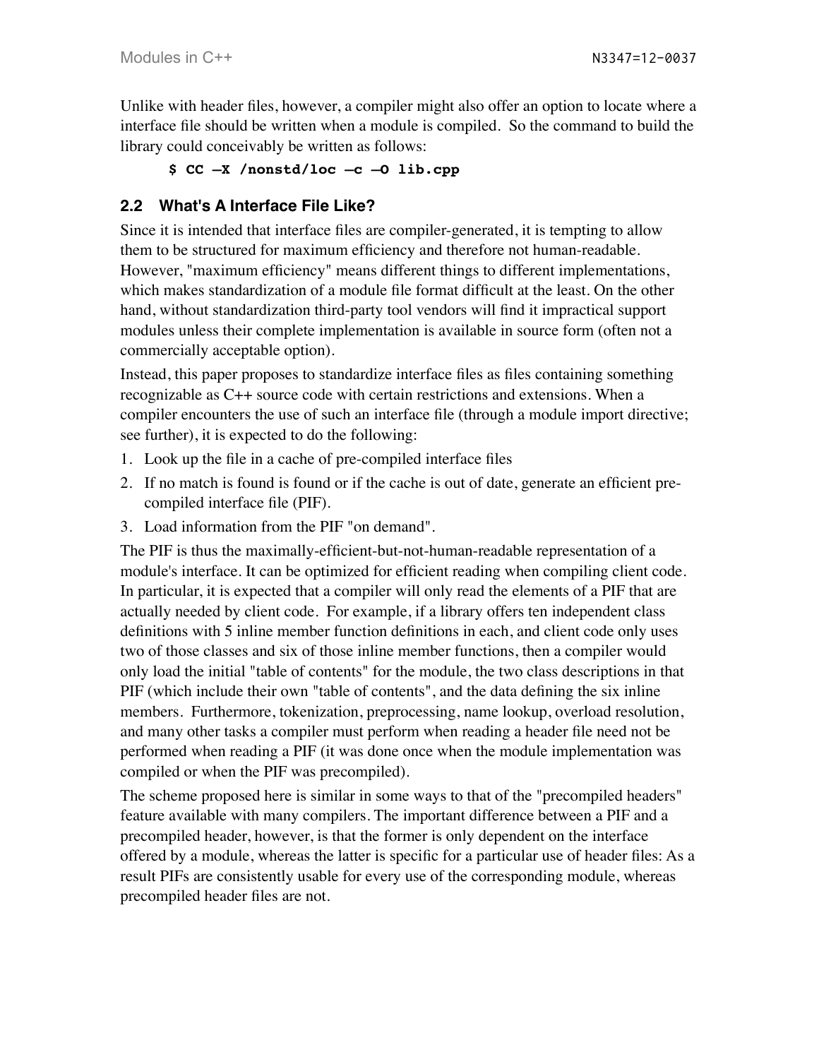Unlike with header files, however, a compiler might also offer an option to locate where a interface file should be written when a module is compiled. So the command to build the library could conceivably be written as follows:

```
$ CC —X /nonstd/loc —c —O lib.cpp
```

### 2.2 What's A Interface File Like?

Since it is intended that interface files are compiler-generated, it is tempting to allow them to be structured for maximum efficiency and therefore not human-readable. However, "maximum efficiency" means different things to different implementations, which makes standardization of a module file format difficult at the least. On the other hand, without standardization third-party tool vendors will find it impractical support modules unless their complete implementation is available in source form (often not a commercially acceptable option).

Instead, this paper proposes to standardize interface files as files containing something recognizable as C++ source code with certain restrictions and extensions. When a compiler encounters the use of such an interface file (through a module import directive; see further), it is expected to do the following:

1. Look up the file in a cache of pre-compiled interface files
2. If no match is found is found or if the cache is out of date, generate an efficient pre-compiled interface file (PIF).
3. Load information from the PIF "on demand".

The PIF is thus the maximally-efficient-but-not-human-readable representation of a module's interface. It can be optimized for efficient reading when compiling client code. In particular, it is expected that a compiler will only read the elements of a PIF that are actually needed by client code. For example, if a library offers ten independent class definitions with 5 inline member function definitions in each, and client code only uses two of those classes and six of those inline member functions, then a compiler would only load the initial "table of contents" for the module, the two class descriptions in that PIF (which include their own "table of contents", and the data defining the six inline members. Furthermore, tokenization, preprocessing, name lookup, overload resolution, and many other tasks a compiler must perform when reading a header file need not be performed when reading a PIF (it was done once when the module implementation was compiled or when the PIF was precompiled).

The scheme proposed here is similar in some ways to that of the "precompiled headers" feature available with many compilers. The important difference between a PIF and a precompiled header, however, is that the former is only dependent on the interface offered by a module, whereas the latter is specific for a particular use of header files: As a result PIFs are consistently usable for every use of the corresponding module, whereas precompiled header files are not.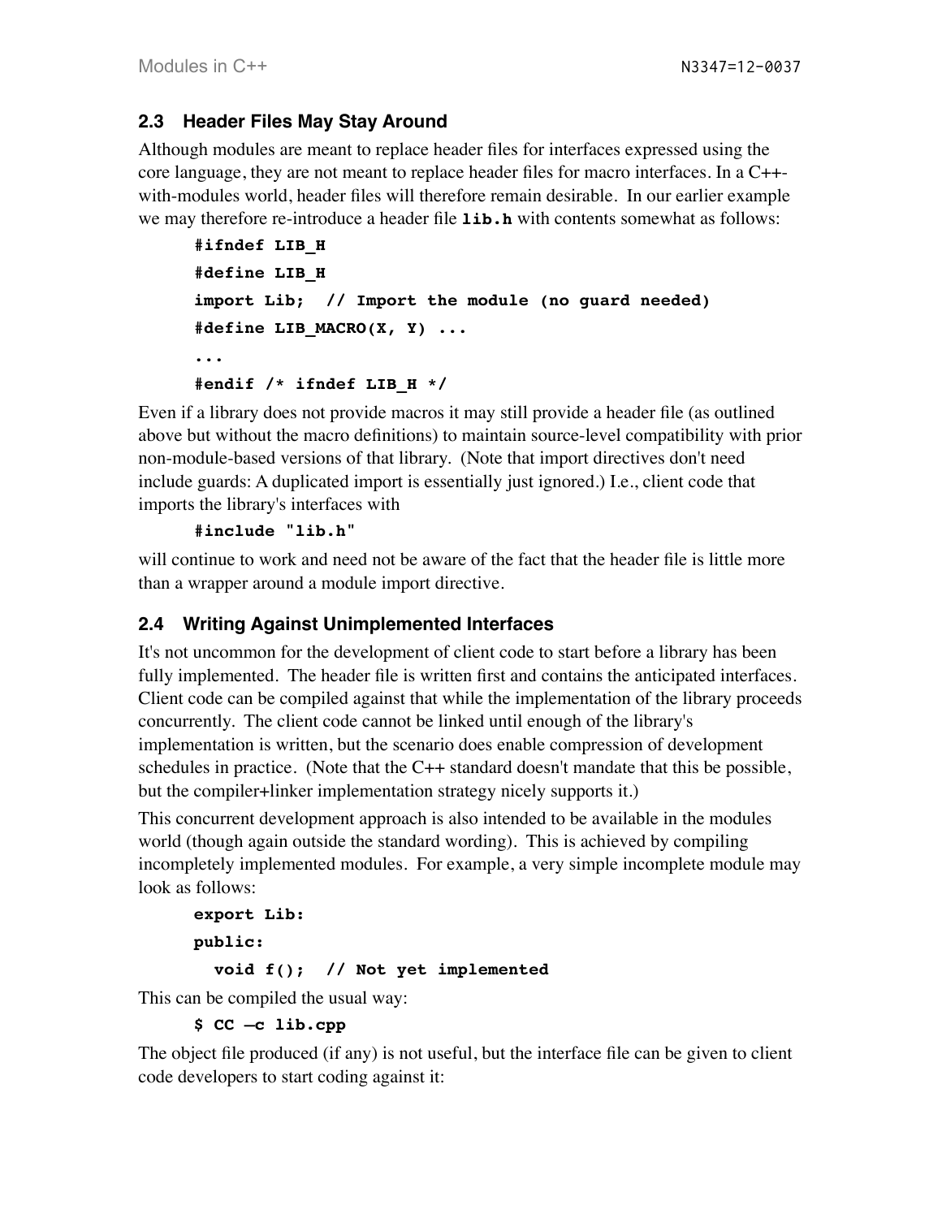### 2.3 Header Files May Stay Around

Although modules are meant to replace header files for interfaces expressed using the core language, they are not meant to replace header files for macro interfaces. In a C++-with-modules world, header files will therefore remain desirable. In our earlier example we may therefore re-introduce a header file **lib.h** with contents somewhat as follows:

```
#ifndef LIB_H
#define LIB_H
import Lib;  // Import the module (no guard needed)
#define LIB_MACRO(X, Y) ...
...
#endif /* ifndef LIB_H */
```

Even if a library does not provide macros it may still provide a header file (as outlined above but without the macro definitions) to maintain source-level compatibility with prior non-module-based versions of that library. (Note that import directives don't need include guards: A duplicated import is essentially just ignored.) I.e., client code that imports the library's interfaces with

```
#include "lib.h"
```

will continue to work and need not be aware of the fact that the header file is little more than a wrapper around a module import directive.

### 2.4 Writing Against Unimplemented Interfaces

It's not uncommon for the development of client code to start before a library has been fully implemented. The header file is written first and contains the anticipated interfaces. Client code can be compiled against that while the implementation of the library proceeds concurrently. The client code cannot be linked until enough of the library's implementation is written, but the scenario does enable compression of development schedules in practice. (Note that the C++ standard doesn't mandate that this be possible, but the compiler+linker implementation strategy nicely supports it.)

This concurrent development approach is also intended to be available in the modules world (though again outside the standard wording). This is achieved by compiling incompletely implemented modules. For example, a very simple incomplete module may look as follows:

```
export Lib:
public:
  void f();  // Not yet implemented
```

This can be compiled the usual way:

```
$ CC –c lib.cpp
```

The object file produced (if any) is not useful, but the interface file can be given to client code developers to start coding against it: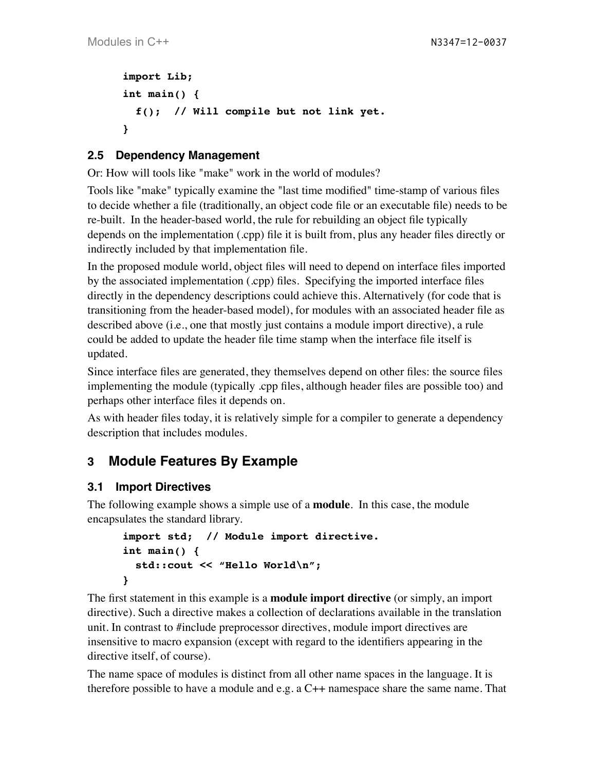```
import Lib;
int main() {
  f();  // Will compile but not link yet.
}
```

### 2.5 Dependency Management

Or: How will tools like "make" work in the world of modules?

Tools like "make" typically examine the "last time modified" time-stamp of various files to decide whether a file (traditionally, an object code file or an executable file) needs to be re-built. In the header-based world, the rule for rebuilding an object file typically depends on the implementation (.cpp) file it is built from, plus any header files directly or indirectly included by that implementation file.

In the proposed module world, object files will need to depend on interface files imported by the associated implementation (.cpp) files. Specifying the imported interface files directly in the dependency descriptions could achieve this. Alternatively (for code that is transitioning from the header-based model), for modules with an associated header file as described above (i.e., one that mostly just contains a module import directive), a rule could be added to update the header file time stamp when the interface file itself is updated.

Since interface files are generated, they themselves depend on other files: the source files implementing the module (typically .cpp files, although header files are possible too) and perhaps other interface files it depends on.

As with header files today, it is relatively simple for a compiler to generate a dependency description that includes modules.

## 3 Module Features By Example

### 3.1 Import Directives

The following example shows a simple use of a **module**. In this case, the module encapsulates the standard library.

```
import std;  // Module import directive.
int main() {
  std::cout << "Hello World\n";
}
```

The first statement in this example is a **module import directive** (or simply, an import directive). Such a directive makes a collection of declarations available in the translation unit. In contrast to #include preprocessor directives, module import directives are insensitive to macro expansion (except with regard to the identifiers appearing in the directive itself, of course).

The name space of modules is distinct from all other name spaces in the language. It is therefore possible to have a module and e.g. a C++ namespace share the same name. That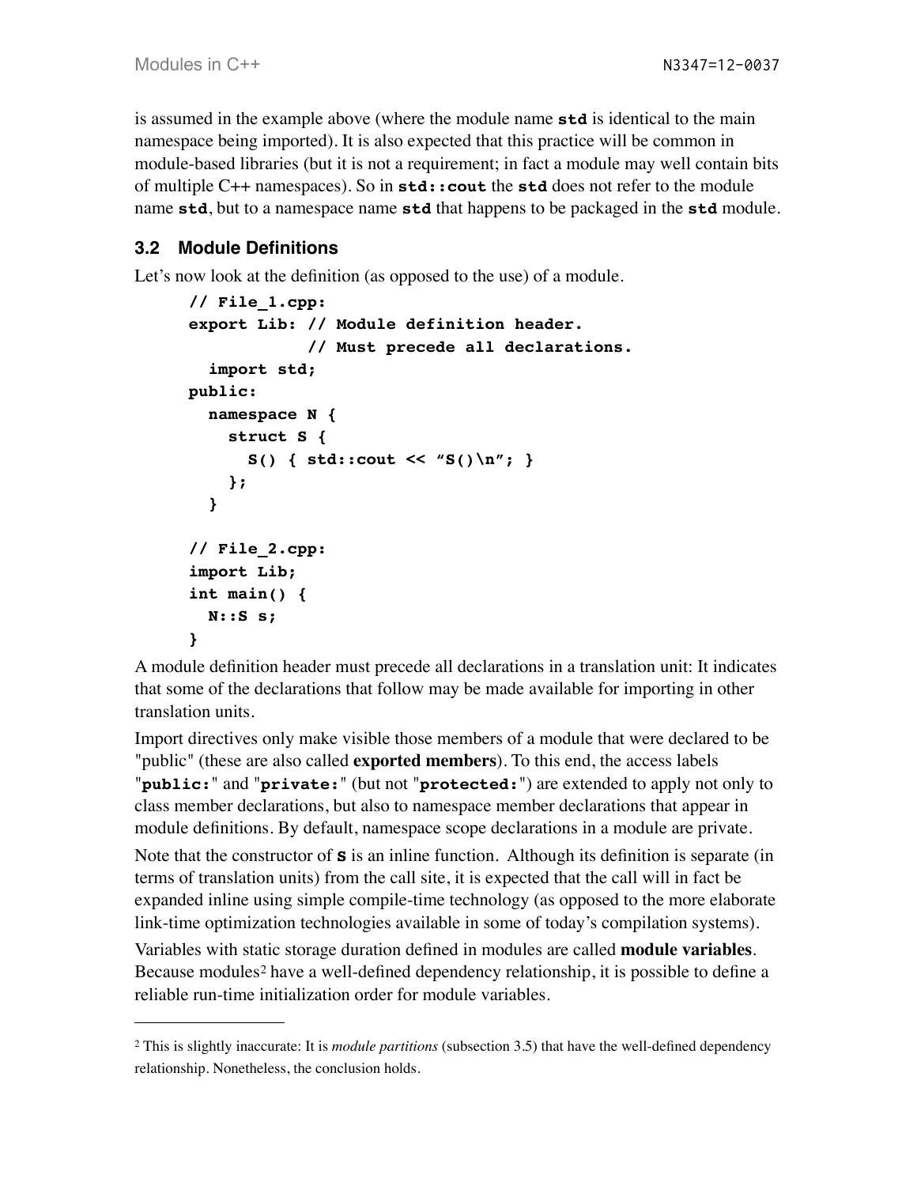is assumed in the example above (where the module name **std** is identical to the main namespace being imported). It is also expected that this practice will be common in module-based libraries (but it is not a requirement; in fact a module may well contain bits of multiple C++ namespaces). So in **std::cout** the **std** does not refer to the module name **std**, but to a namespace name **std** that happens to be packaged in the **std** module.

### 3.2 Module Definitions

Let's now look at the definition (as opposed to the use) of a module.

```
// File_1.cpp:
export Lib: // Module definition header.
            // Must precede all declarations.
  import std;
public:
  namespace N {
    struct S {
      S() { std::cout << "S()\n"; }
    };
  }

// File_2.cpp:
import Lib;
int main() {
  N::S s;
}
```

A module definition header must precede all declarations in a translation unit: It indicates that some of the declarations that follow may be made available for importing in other translation units.

Import directives only make visible those members of a module that were declared to be "public" (these are also called **exported members**). To this end, the access labels "**public:**" and "**private:**" (but not "**protected:**") are extended to apply not only to class member declarations, but also to namespace member declarations that appear in module definitions. By default, namespace scope declarations in a module are private.

Note that the constructor of **S** is an inline function. Although its definition is separate (in terms of translation units) from the call site, it is expected that the call will in fact be expanded inline using simple compile-time technology (as opposed to the more elaborate link-time optimization technologies available in some of today's compilation systems).

Variables with static storage duration defined in modules are called **module variables**. Because modules[2] have a well-defined dependency relationship, it is possible to define a reliable run-time initialization order for module variables.

---

[2] This is slightly inaccurate: It is *module partitions* (subsection 3.5) that have the well-defined dependency relationship. Nonetheless, the conclusion holds.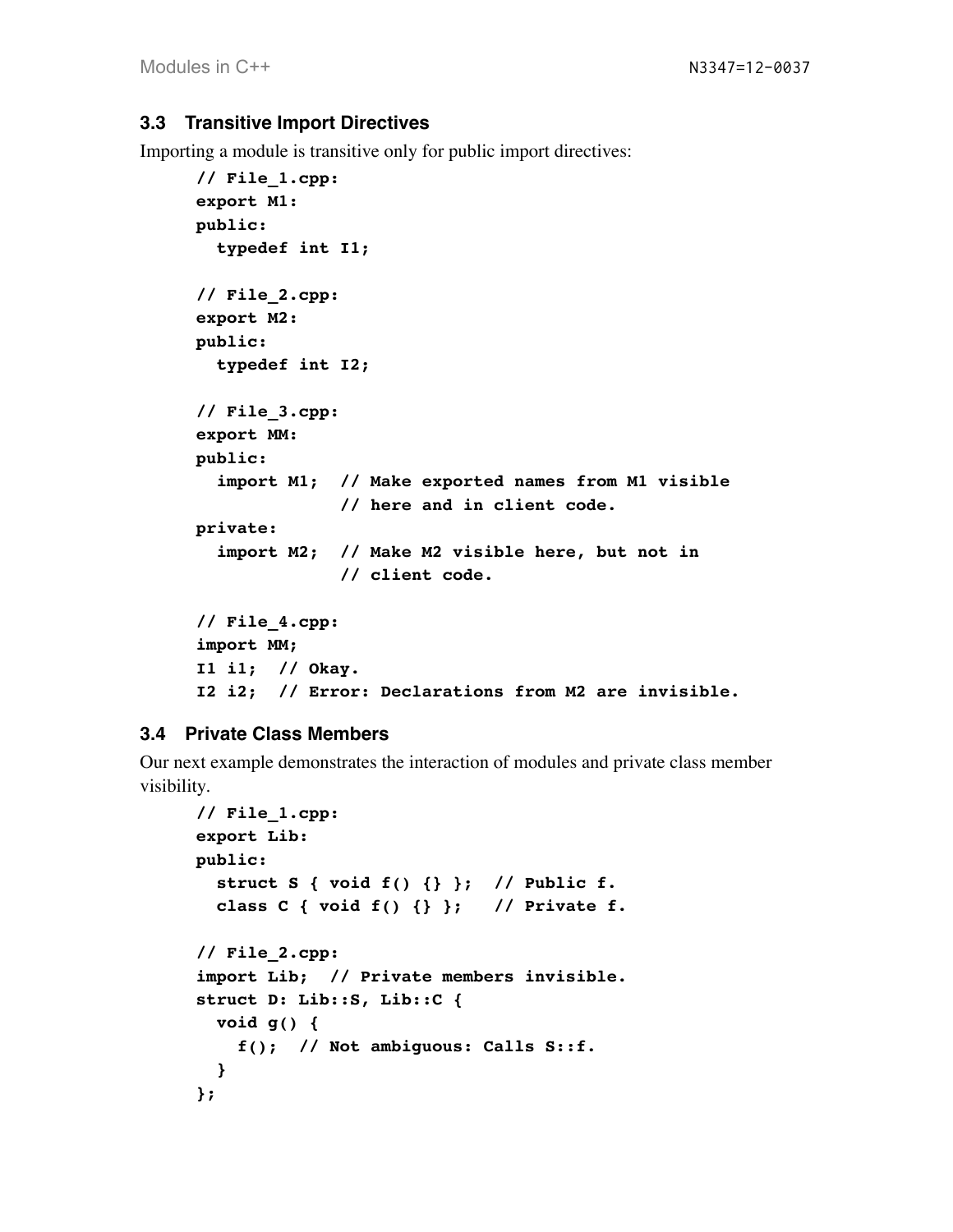### 3.3 Transitive Import Directives

Importing a module is transitive only for public import directives:

```
// File_1.cpp:
export M1:
public:
  typedef int I1;

// File_2.cpp:
export M2:
public:
  typedef int I2;

// File_3.cpp:
export MM:
public:
  import M1;  // Make exported names from M1 visible
              // here and in client code.
private:
  import M2;  // Make M2 visible here, but not in
              // client code.

// File_4.cpp:
import MM;
I1 i1;  // Okay.
I2 i2;  // Error: Declarations from M2 are invisible.
```

### 3.4 Private Class Members

Our next example demonstrates the interaction of modules and private class member visibility.

```
// File_1.cpp:
export Lib:
public:
  struct S { void f() {} };  // Public f.
  class C { void f() {} };   // Private f.

// File_2.cpp:
import Lib;  // Private members invisible.
struct D: Lib::S, Lib::C {
  void g() {
    f();  // Not ambiguous: Calls S::f.
  }
};
```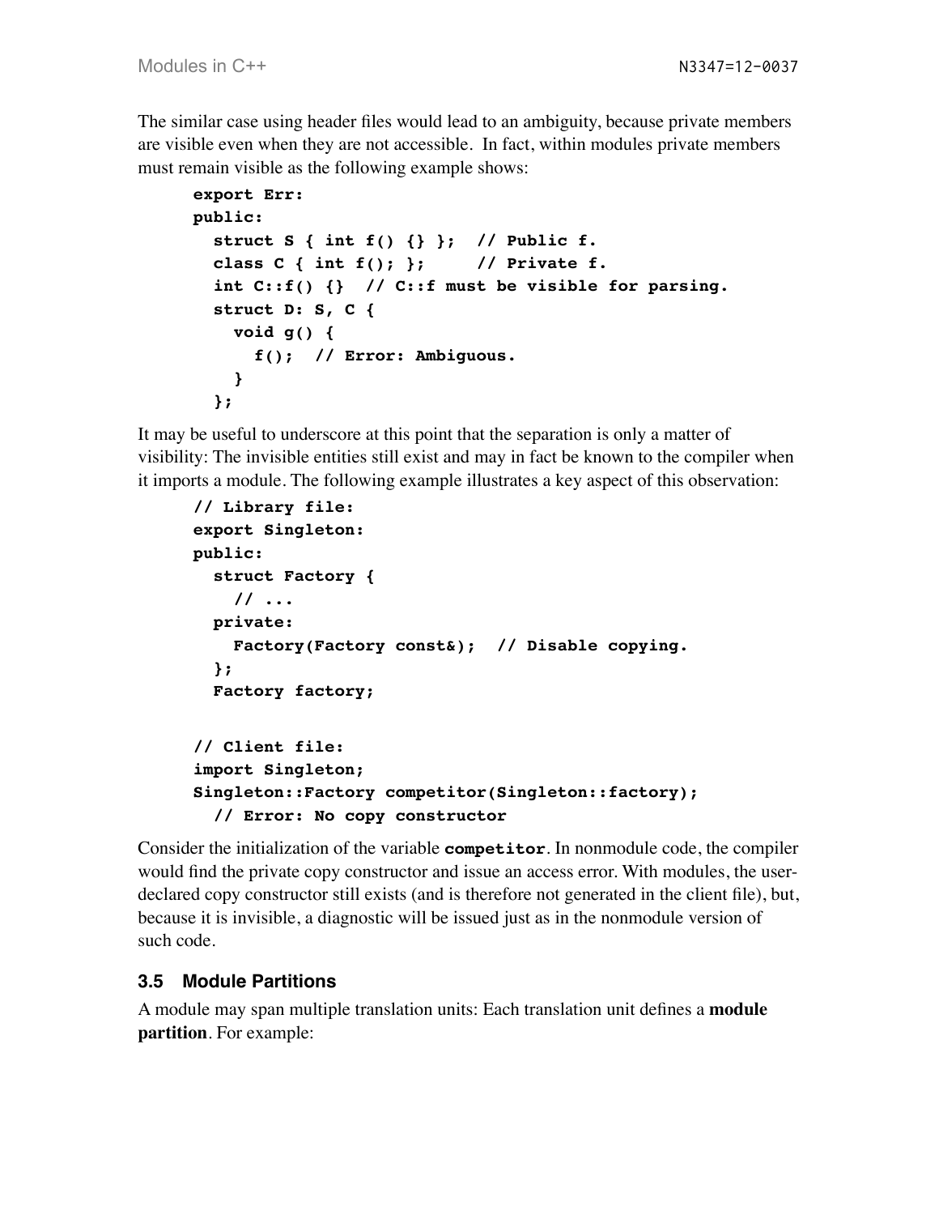The similar case using header files would lead to an ambiguity, because private members are visible even when they are not accessible. In fact, within modules private members must remain visible as the following example shows:

```
export Err:
public:
  struct S { int f() {} };  // Public f.
  class C { int f(); };     // Private f.
  int C::f() {}  // C::f must be visible for parsing.
  struct D: S, C {
    void g() {
      f();  // Error: Ambiguous.
    }
  };
```

It may be useful to underscore at this point that the separation is only a matter of visibility: The invisible entities still exist and may in fact be known to the compiler when it imports a module. The following example illustrates a key aspect of this observation:

```
// Library file:
export Singleton:
public:
  struct Factory {
    // ...
  private:
    Factory(Factory const&);  // Disable copying.
  };
  Factory factory;

// Client file:
import Singleton;
Singleton::Factory competitor(Singleton::factory);
  // Error: No copy constructor
```

Consider the initialization of the variable **`competitor`**. In nonmodule code, the compiler would find the private copy constructor and issue an access error. With modules, the user-declared copy constructor still exists (and is therefore not generated in the client file), but, because it is invisible, a diagnostic will be issued just as in the nonmodule version of such code.

### 3.5 Module Partitions

A module may span multiple translation units: Each translation unit defines a **module partition**. For example: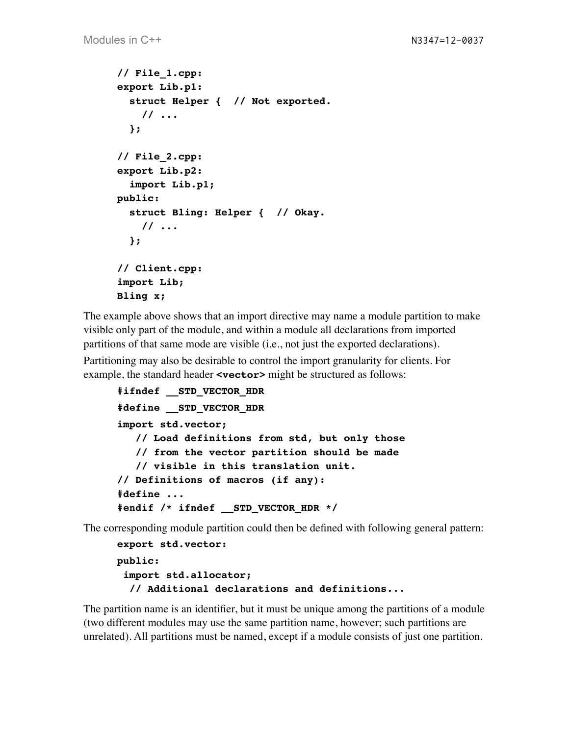```
// File_1.cpp:
export Lib.p1:
  struct Helper {  // Not exported.
    // ...
  };

// File_2.cpp:
export Lib.p2:
  import Lib.p1;
public:
  struct Bling: Helper {  // Okay.
    // ...
  };

// Client.cpp:
import Lib;
Bling x;
```

The example above shows that an import directive may name a module partition to make visible only part of the module, and within a module all declarations from imported partitions of that same mode are visible (i.e., not just the exported declarations).

Partitioning may also be desirable to control the import granularity for clients. For example, the standard header **<vector>** might be structured as follows:

```
#ifndef __STD_VECTOR_HDR
#define __STD_VECTOR_HDR
import std.vector;
   // Load definitions from std, but only those
   // from the vector partition should be made
   // visible in this translation unit.
// Definitions of macros (if any):
#define ...
#endif /* ifndef __STD_VECTOR_HDR */
```

The corresponding module partition could then be defined with following general pattern:

```
export std.vector:
public:
 import std.allocator;
  // Additional declarations and definitions...
```

The partition name is an identifier, but it must be unique among the partitions of a module (two different modules may use the same partition name, however; such partitions are unrelated). All partitions must be named, except if a module consists of just one partition.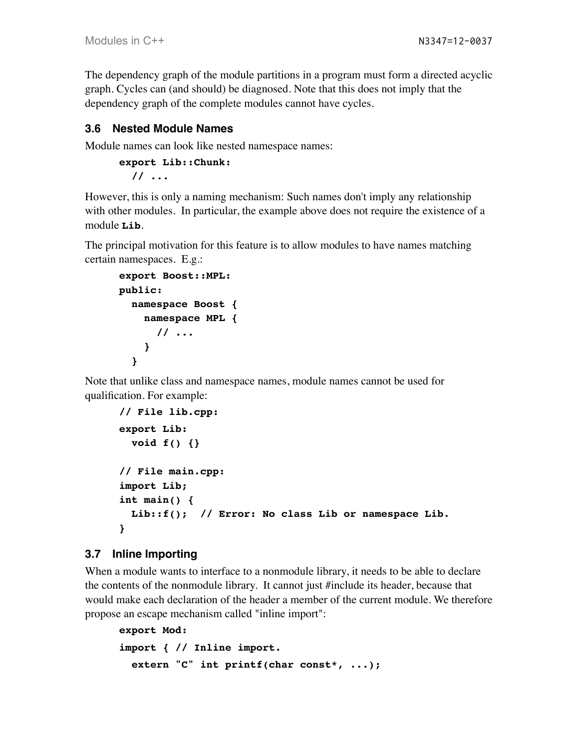The dependency graph of the module partitions in a program must form a directed acyclic graph. Cycles can (and should) be diagnosed. Note that this does not imply that the dependency graph of the complete modules cannot have cycles.

### 3.6 Nested Module Names

Module names can look like nested namespace names:

```
export Lib::Chunk:
  // ...
```

However, this is only a naming mechanism: Such names don't imply any relationship with other modules. In particular, the example above does not require the existence of a module **Lib**.

The principal motivation for this feature is to allow modules to have names matching certain namespaces. E.g.:

```
export Boost::MPL:
public:
  namespace Boost {
    namespace MPL {
      // ...
    }
  }
```

Note that unlike class and namespace names, module names cannot be used for qualification. For example:

```
// File lib.cpp:
export Lib:
  void f() {}

// File main.cpp:
import Lib;
int main() {
  Lib::f();  // Error: No class Lib or namespace Lib.
}
```

### 3.7 Inline Importing

When a module wants to interface to a nonmodule library, it needs to be able to declare the contents of the nonmodule library. It cannot just #include its header, because that would make each declaration of the header a member of the current module. We therefore propose an escape mechanism called "inline import":

```
export Mod:
import { // Inline import.
  extern "C" int printf(char const*, ...);
```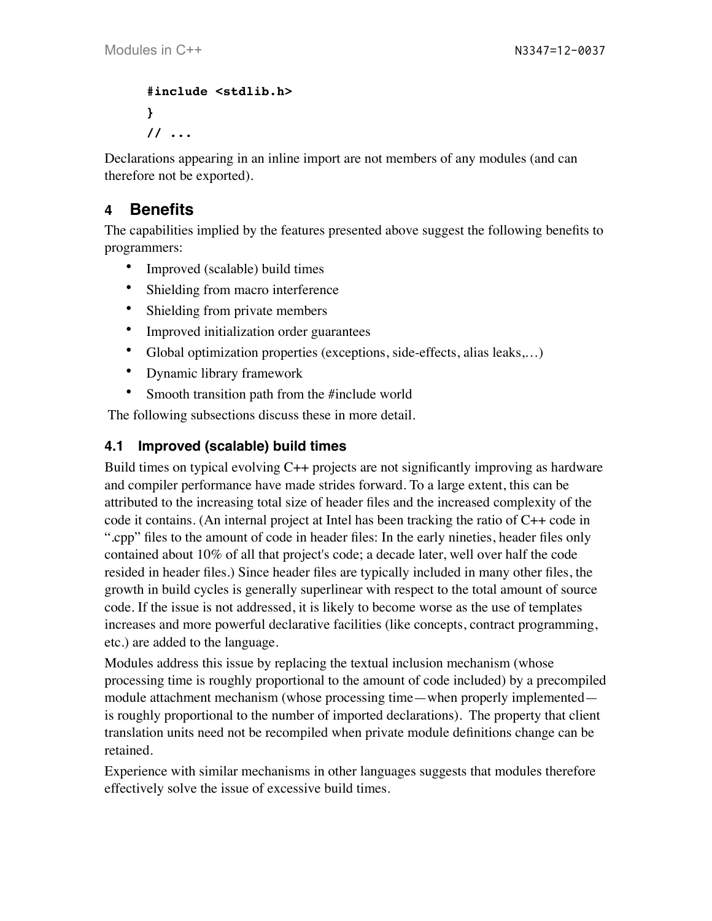```
#include <stdlib.h>
}
// ...
```

Declarations appearing in an inline import are not members of any modules (and can therefore not be exported).

## 4 Benefits

The capabilities implied by the features presented above suggest the following benefits to programmers:

- Improved (scalable) build times
- Shielding from macro interference
- Shielding from private members
- Improved initialization order guarantees
- Global optimization properties (exceptions, side-effects, alias leaks,…)
- Dynamic library framework
- Smooth transition path from the #include world

The following subsections discuss these in more detail.

### 4.1 Improved (scalable) build times

Build times on typical evolving C++ projects are not significantly improving as hardware and compiler performance have made strides forward. To a large extent, this can be attributed to the increasing total size of header files and the increased complexity of the code it contains. (An internal project at Intel has been tracking the ratio of C++ code in ".cpp" files to the amount of code in header files: In the early nineties, header files only contained about 10% of all that project's code; a decade later, well over half the code resided in header files.) Since header files are typically included in many other files, the growth in build cycles is generally superlinear with respect to the total amount of source code. If the issue is not addressed, it is likely to become worse as the use of templates increases and more powerful declarative facilities (like concepts, contract programming, etc.) are added to the language.

Modules address this issue by replacing the textual inclusion mechanism (whose processing time is roughly proportional to the amount of code included) by a precompiled module attachment mechanism (whose processing time—when properly implemented—is roughly proportional to the number of imported declarations). The property that client translation units need not be recompiled when private module definitions change can be retained.

Experience with similar mechanisms in other languages suggests that modules therefore effectively solve the issue of excessive build times.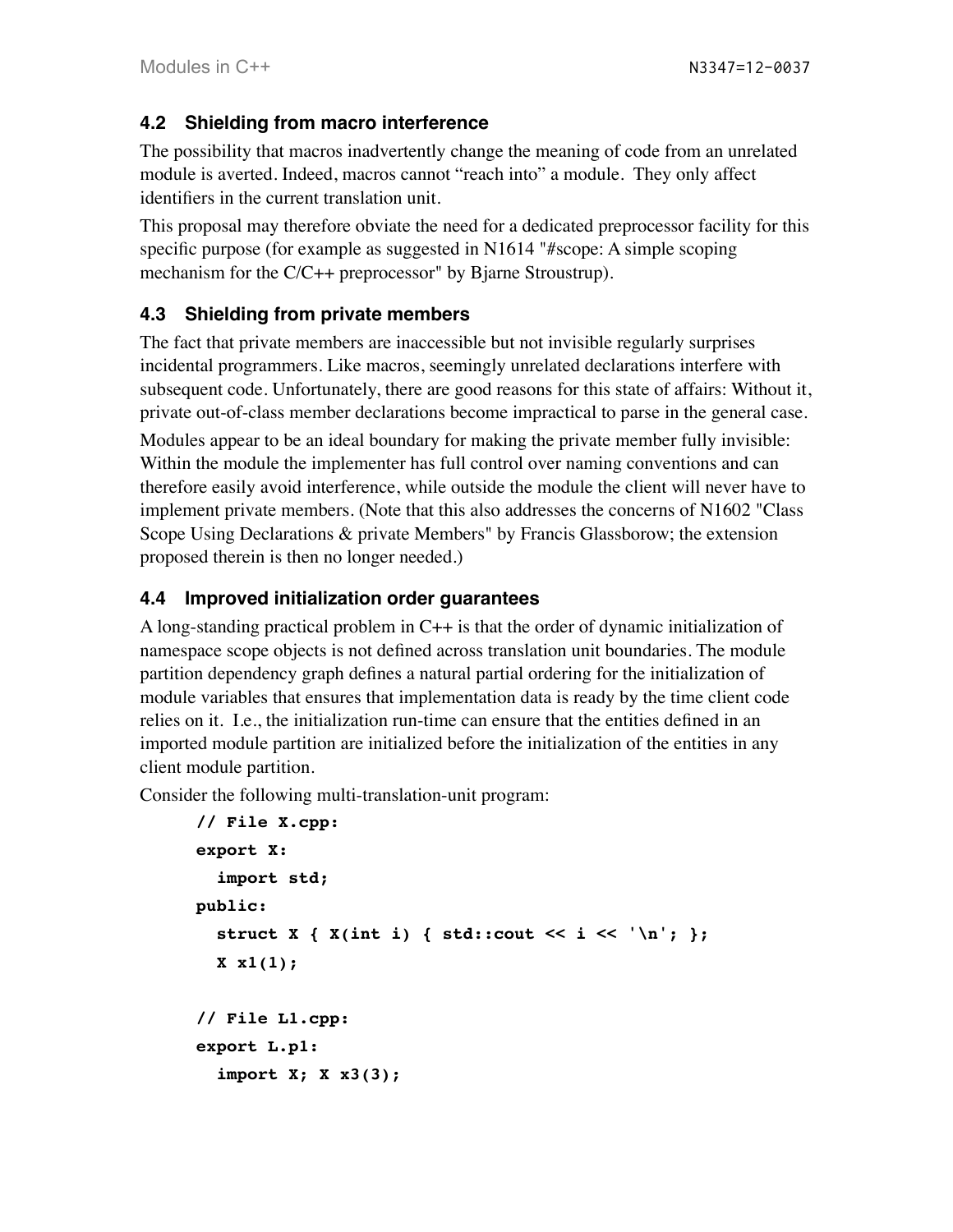### 4.2 Shielding from macro interference

The possibility that macros inadvertently change the meaning of code from an unrelated module is averted. Indeed, macros cannot "reach into" a module. They only affect identifiers in the current translation unit.

This proposal may therefore obviate the need for a dedicated preprocessor facility for this specific purpose (for example as suggested in N1614 "#scope: A simple scoping mechanism for the C/C++ preprocessor" by Bjarne Stroustrup).

### 4.3 Shielding from private members

The fact that private members are inaccessible but not invisible regularly surprises incidental programmers. Like macros, seemingly unrelated declarations interfere with subsequent code. Unfortunately, there are good reasons for this state of affairs: Without it, private out-of-class member declarations become impractical to parse in the general case.

Modules appear to be an ideal boundary for making the private member fully invisible: Within the module the implementer has full control over naming conventions and can therefore easily avoid interference, while outside the module the client will never have to implement private members. (Note that this also addresses the concerns of N1602 "Class Scope Using Declarations & private Members" by Francis Glassborow; the extension proposed therein is then no longer needed.)

### 4.4 Improved initialization order guarantees

A long-standing practical problem in C++ is that the order of dynamic initialization of namespace scope objects is not defined across translation unit boundaries. The module partition dependency graph defines a natural partial ordering for the initialization of module variables that ensures that implementation data is ready by the time client code relies on it. I.e., the initialization run-time can ensure that the entities defined in an imported module partition are initialized before the initialization of the entities in any client module partition.

Consider the following multi-translation-unit program:

```
// File X.cpp:
export X:
  import std;
public:
  struct X { X(int i) { std::cout << i << '\n'; };
  X x1(1);

// File L1.cpp:
export L.p1:
  import X; X x3(3);
```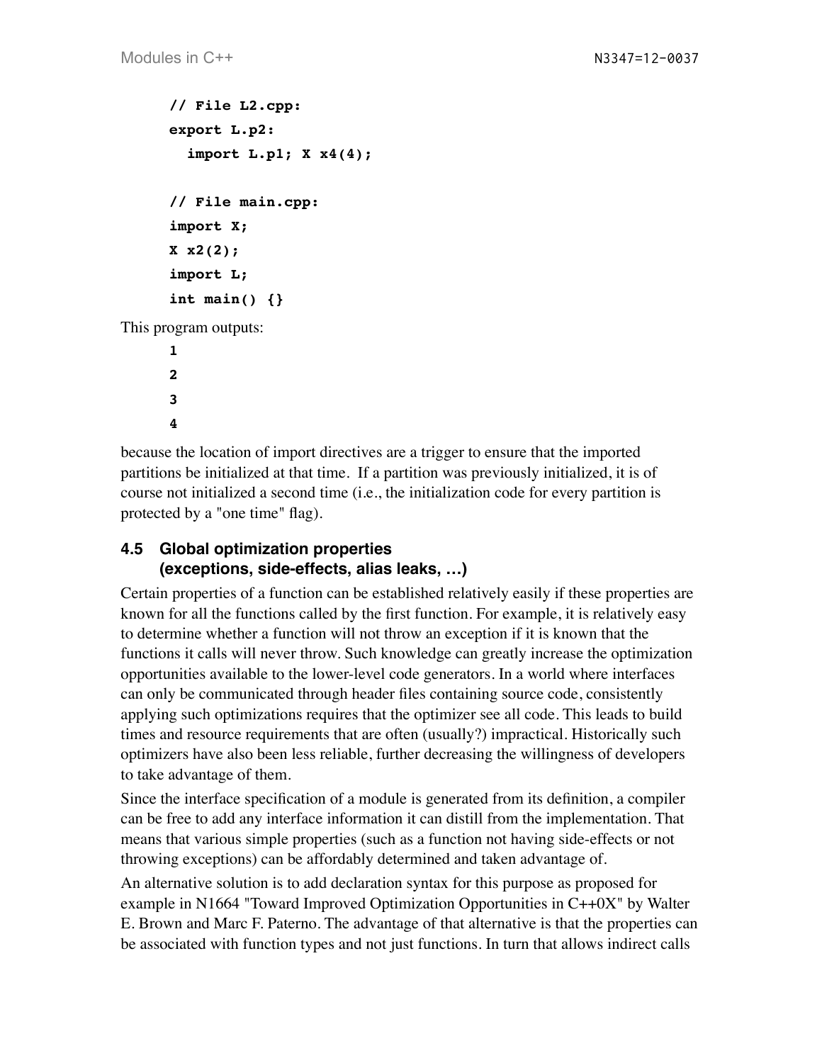```
// File L2.cpp:
export L.p2:
  import L.p1; X x4(4);

// File main.cpp:
import X;
X x2(2);
import L;
int main() {}
```

This program outputs:

```
1
2
3
4
```

because the location of import directives are a trigger to ensure that the imported partitions be initialized at that time. If a partition was previously initialized, it is of course not initialized a second time (i.e., the initialization code for every partition is protected by a "one time" flag).

### 4.5 Global optimization properties (exceptions, side-effects, alias leaks, …)

Certain properties of a function can be established relatively easily if these properties are known for all the functions called by the first function. For example, it is relatively easy to determine whether a function will not throw an exception if it is known that the functions it calls will never throw. Such knowledge can greatly increase the optimization opportunities available to the lower-level code generators. In a world where interfaces can only be communicated through header files containing source code, consistently applying such optimizations requires that the optimizer see all code. This leads to build times and resource requirements that are often (usually?) impractical. Historically such optimizers have also been less reliable, further decreasing the willingness of developers to take advantage of them.

Since the interface specification of a module is generated from its definition, a compiler can be free to add any interface information it can distill from the implementation. That means that various simple properties (such as a function not having side-effects or not throwing exceptions) can be affordably determined and taken advantage of.

An alternative solution is to add declaration syntax for this purpose as proposed for example in N1664 "Toward Improved Optimization Opportunities in C++0X" by Walter E. Brown and Marc F. Paterno. The advantage of that alternative is that the properties can be associated with function types and not just functions. In turn that allows indirect calls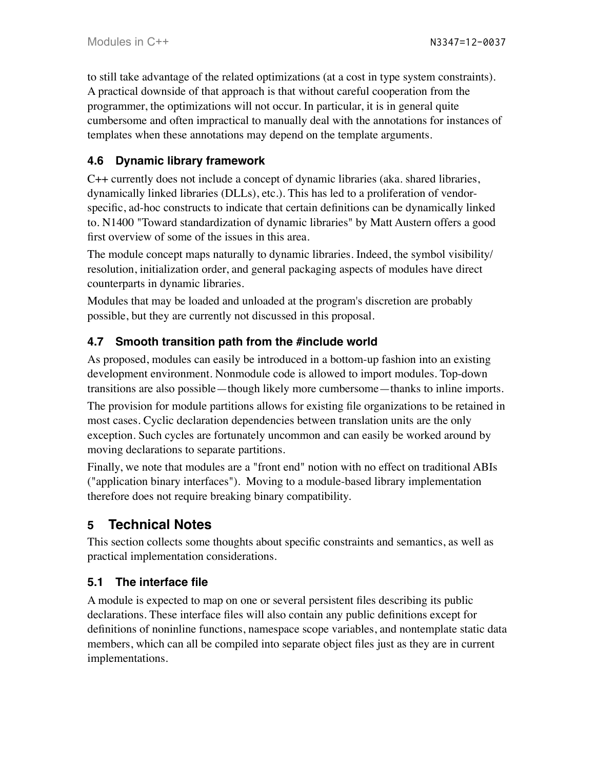to still take advantage of the related optimizations (at a cost in type system constraints). A practical downside of that approach is that without careful cooperation from the programmer, the optimizations will not occur. In particular, it is in general quite cumbersome and often impractical to manually deal with the annotations for instances of templates when these annotations may depend on the template arguments.

### 4.6 Dynamic library framework

C++ currently does not include a concept of dynamic libraries (aka. shared libraries, dynamically linked libraries (DLLs), etc.). This has led to a proliferation of vendor-specific, ad-hoc constructs to indicate that certain definitions can be dynamically linked to. N1400 "Toward standardization of dynamic libraries" by Matt Austern offers a good first overview of some of the issues in this area.

The module concept maps naturally to dynamic libraries. Indeed, the symbol visibility/resolution, initialization order, and general packaging aspects of modules have direct counterparts in dynamic libraries.

Modules that may be loaded and unloaded at the program's discretion are probably possible, but they are currently not discussed in this proposal.

### 4.7 Smooth transition path from the #include world

As proposed, modules can easily be introduced in a bottom-up fashion into an existing development environment. Nonmodule code is allowed to import modules. Top-down transitions are also possible—though likely more cumbersome—thanks to inline imports.

The provision for module partitions allows for existing file organizations to be retained in most cases. Cyclic declaration dependencies between translation units are the only exception. Such cycles are fortunately uncommon and can easily be worked around by moving declarations to separate partitions.

Finally, we note that modules are a "front end" notion with no effect on traditional ABIs ("application binary interfaces"). Moving to a module-based library implementation therefore does not require breaking binary compatibility.

## 5 Technical Notes

This section collects some thoughts about specific constraints and semantics, as well as practical implementation considerations.

### 5.1 The interface file

A module is expected to map on one or several persistent files describing its public declarations. These interface files will also contain any public definitions except for definitions of noninline functions, namespace scope variables, and nontemplate static data members, which can all be compiled into separate object files just as they are in current implementations.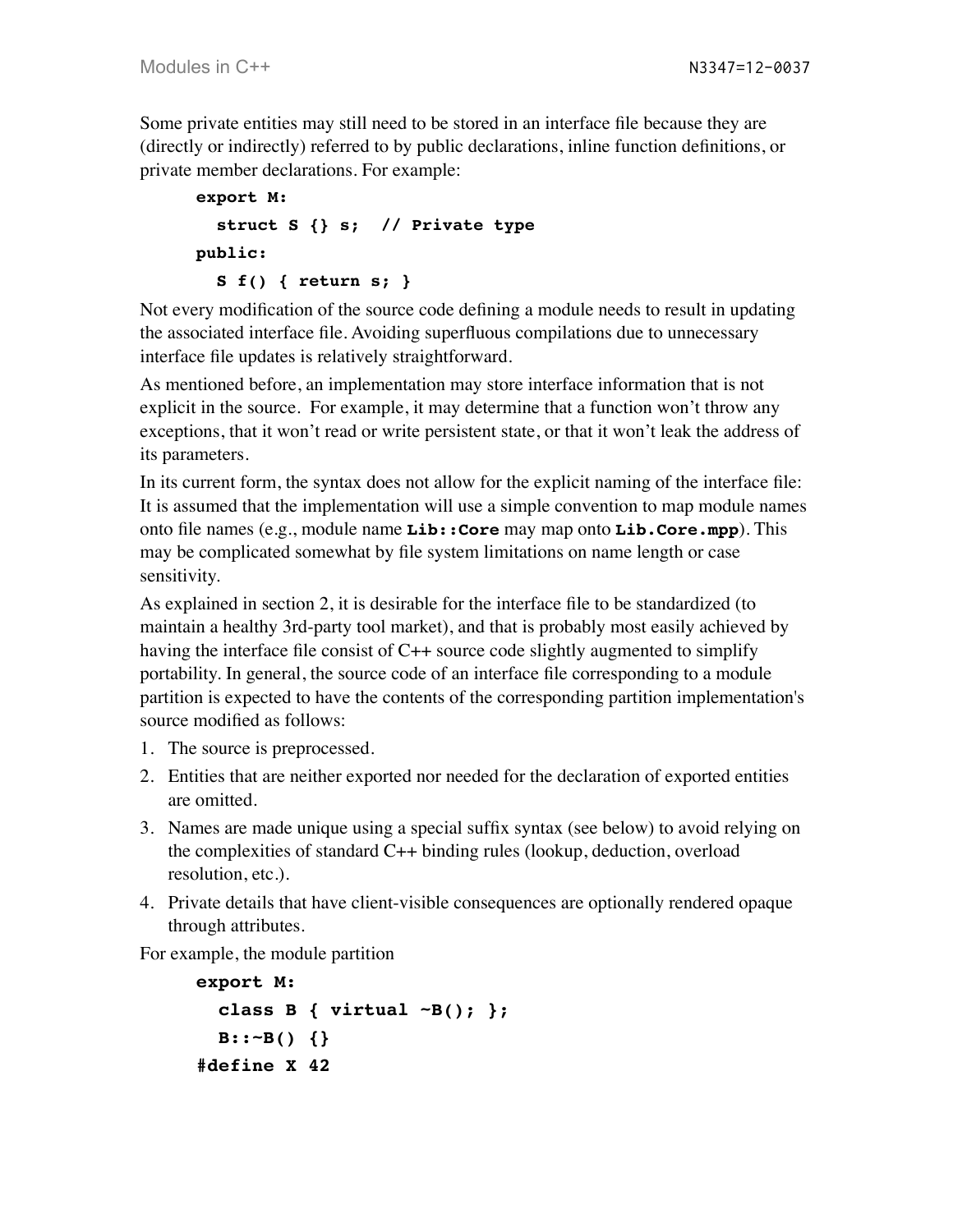Some private entities may still need to be stored in an interface file because they are (directly or indirectly) referred to by public declarations, inline function definitions, or private member declarations. For example:

```
export M:
  struct S {} s;  // Private type
public:
  S f() { return s; }
```

Not every modification of the source code defining a module needs to result in updating the associated interface file. Avoiding superfluous compilations due to unnecessary interface file updates is relatively straightforward.

As mentioned before, an implementation may store interface information that is not explicit in the source. For example, it may determine that a function won't throw any exceptions, that it won't read or write persistent state, or that it won't leak the address of its parameters.

In its current form, the syntax does not allow for the explicit naming of the interface file: It is assumed that the implementation will use a simple convention to map module names onto file names (e.g., module name **`Lib::Core`** may map onto **`Lib.Core.mpp`**). This may be complicated somewhat by file system limitations on name length or case sensitivity.

As explained in section 2, it is desirable for the interface file to be standardized (to maintain a healthy 3rd-party tool market), and that is probably most easily achieved by having the interface file consist of C++ source code slightly augmented to simplify portability. In general, the source code of an interface file corresponding to a module partition is expected to have the contents of the corresponding partition implementation's source modified as follows:

1. The source is preprocessed.
2. Entities that are neither exported nor needed for the declaration of exported entities are omitted.
3. Names are made unique using a special suffix syntax (see below) to avoid relying on the complexities of standard C++ binding rules (lookup, deduction, overload resolution, etc.).
4. Private details that have client-visible consequences are optionally rendered opaque through attributes.

For example, the module partition

```
export M:
  class B { virtual ~B(); };
  B::~B() {}
#define X 42
```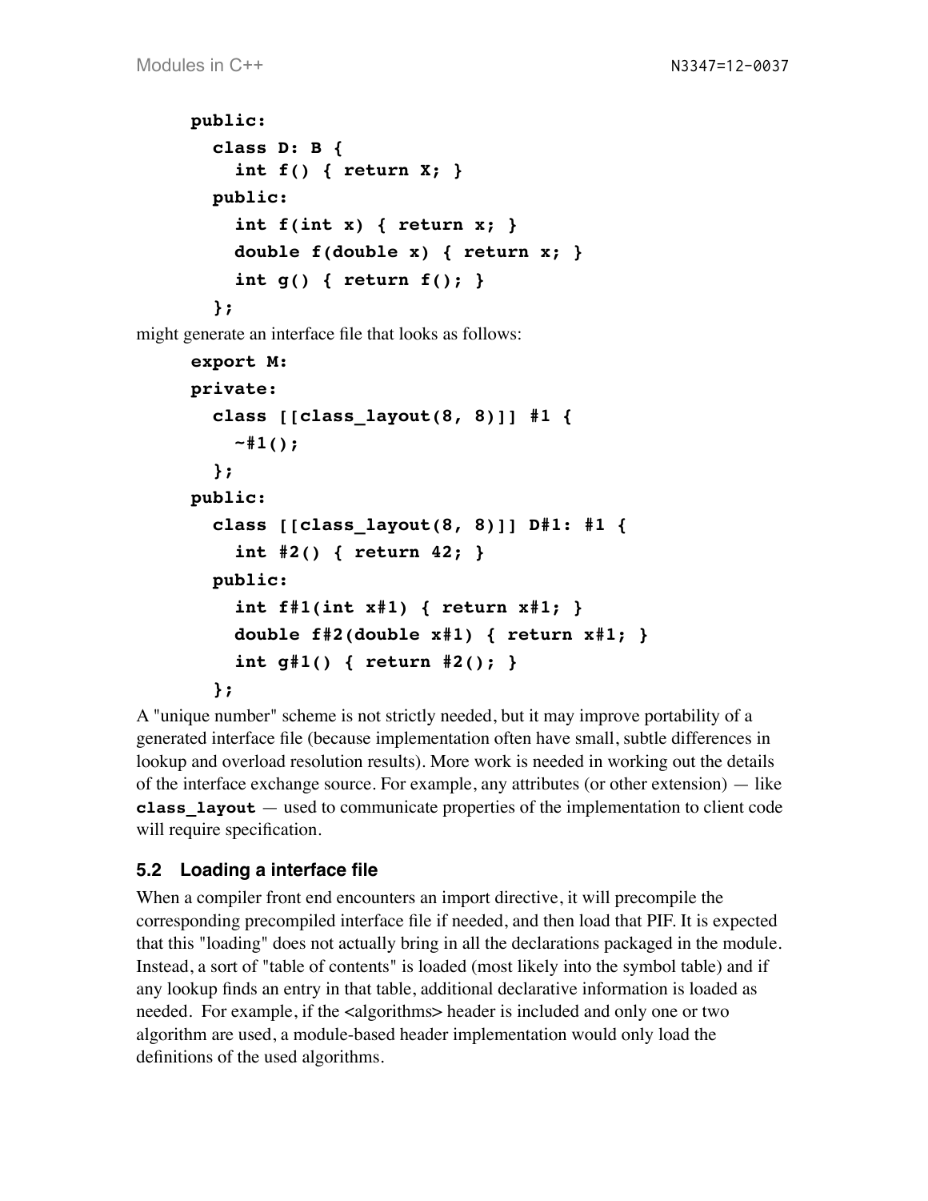```
public:
  class D: B {
    int f() { return X; }
  public:
    int f(int x) { return x; }
    double f(double x) { return x; }
    int g() { return f(); }
  };
```

might generate an interface file that looks as follows:

```
export M:
private:
  class [[class_layout(8, 8)]] #1 {
    ~#1();
  };
public:
  class [[class_layout(8, 8)]] D#1: #1 {
    int #2() { return 42; }
  public:
    int f#1(int x#1) { return x#1; }
    double f#2(double x#1) { return x#1; }
    int g#1() { return #2(); }
  };
```

A "unique number" scheme is not strictly needed, but it may improve portability of a generated interface file (because implementation often have small, subtle differences in lookup and overload resolution results). More work is needed in working out the details of the interface exchange source. For example, any attributes (or other extension) — like **class_layout** — used to communicate properties of the implementation to client code will require specification.

### 5.2 Loading a interface file

When a compiler front end encounters an import directive, it will precompile the corresponding precompiled interface file if needed, and then load that PIF. It is expected that this "loading" does not actually bring in all the declarations packaged in the module. Instead, a sort of "table of contents" is loaded (most likely into the symbol table) and if any lookup finds an entry in that table, additional declarative information is loaded as needed. For example, if the <algorithms> header is included and only one or two algorithm are used, a module-based header implementation would only load the definitions of the used algorithms.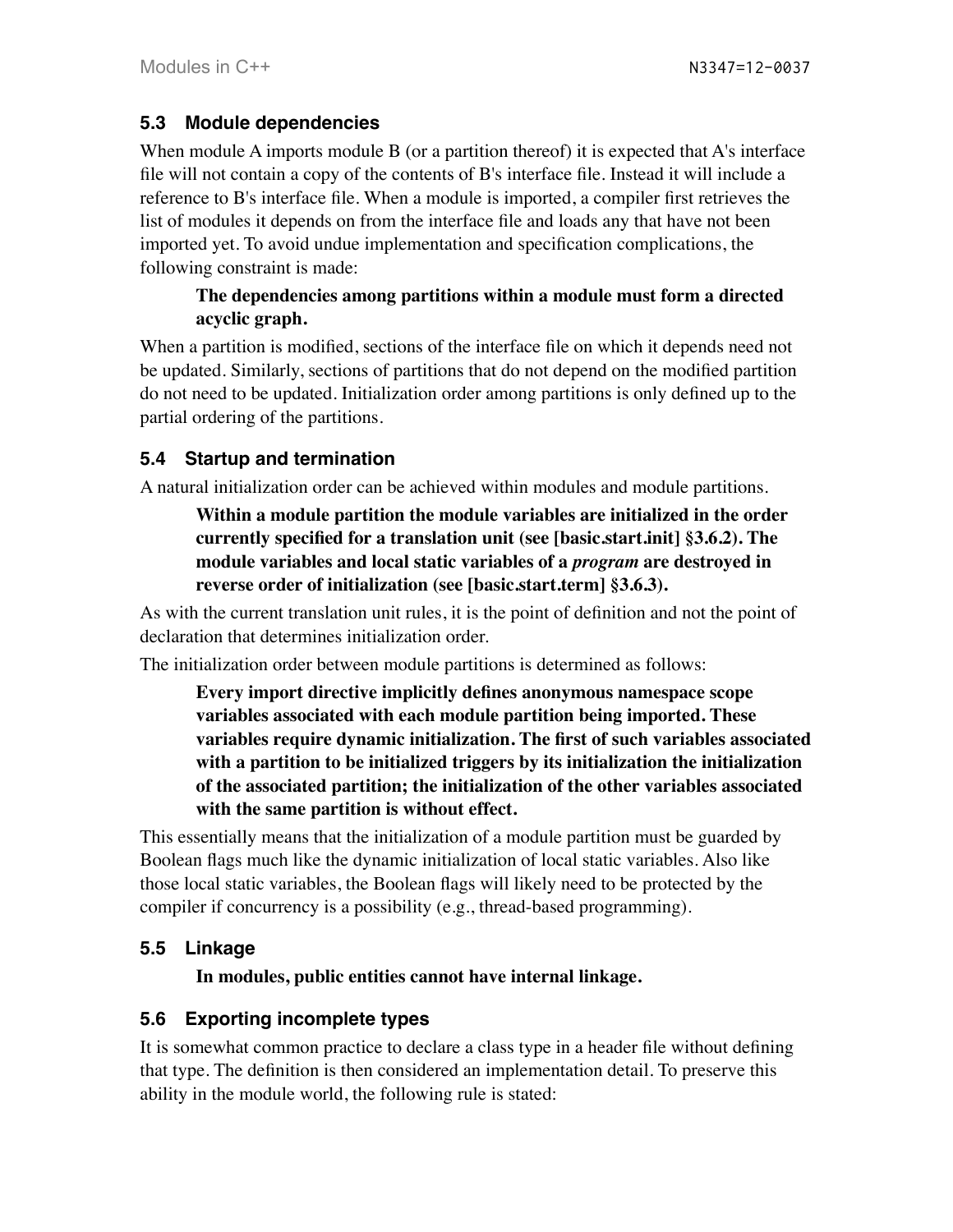### 5.3 Module dependencies

When module A imports module B (or a partition thereof) it is expected that A's interface file will not contain a copy of the contents of B's interface file. Instead it will include a reference to B's interface file. When a module is imported, a compiler first retrieves the list of modules it depends on from the interface file and loads any that have not been imported yet. To avoid undue implementation and specification complications, the following constraint is made:

> **The dependencies among partitions within a module must form a directed acyclic graph.**

When a partition is modified, sections of the interface file on which it depends need not be updated. Similarly, sections of partitions that do not depend on the modified partition do not need to be updated. Initialization order among partitions is only defined up to the partial ordering of the partitions.

### 5.4 Startup and termination

A natural initialization order can be achieved within modules and module partitions.

> **Within a module partition the module variables are initialized in the order currently specified for a translation unit (see [basic.start.init] §3.6.2). The module variables and local static variables of a *program* are destroyed in reverse order of initialization (see [basic.start.term] §3.6.3).**

As with the current translation unit rules, it is the point of definition and not the point of declaration that determines initialization order.

The initialization order between module partitions is determined as follows:

> **Every import directive implicitly defines anonymous namespace scope variables associated with each module partition being imported. These variables require dynamic initialization. The first of such variables associated with a partition to be initialized triggers by its initialization the initialization of the associated partition; the initialization of the other variables associated with the same partition is without effect.**

This essentially means that the initialization of a module partition must be guarded by Boolean flags much like the dynamic initialization of local static variables. Also like those local static variables, the Boolean flags will likely need to be protected by the compiler if concurrency is a possibility (e.g., thread-based programming).

### 5.5 Linkage

> **In modules, public entities cannot have internal linkage.**

### 5.6 Exporting incomplete types

It is somewhat common practice to declare a class type in a header file without defining that type. The definition is then considered an implementation detail. To preserve this ability in the module world, the following rule is stated: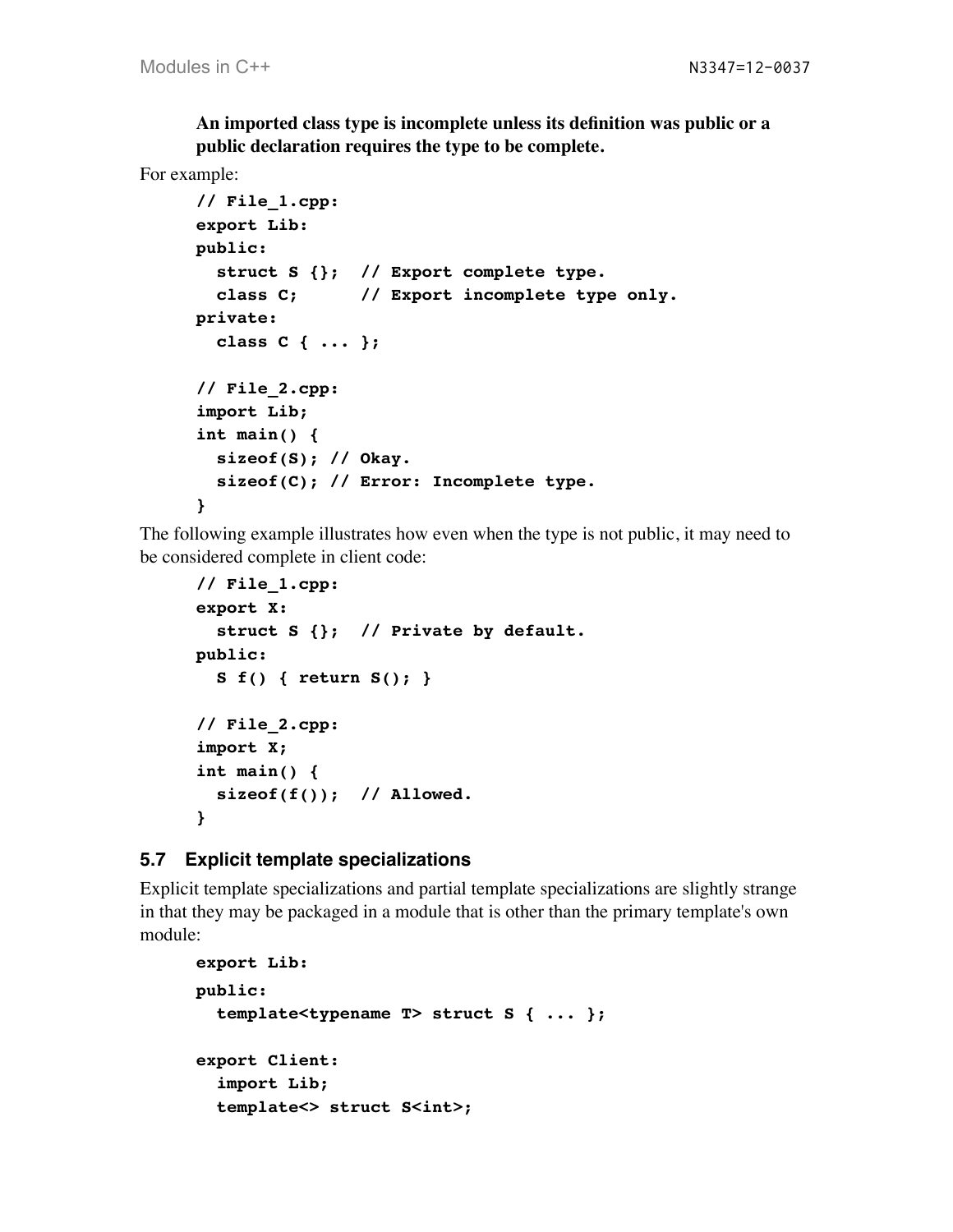**An imported class type is incomplete unless its definition was public or a public declaration requires the type to be complete.**

For example:

```
// File_1.cpp:
export Lib:
public:
  struct S {};  // Export complete type.
  class C;      // Export incomplete type only.
private:
  class C { ... };

// File_2.cpp:
import Lib;
int main() {
  sizeof(S); // Okay.
  sizeof(C); // Error: Incomplete type.
}
```

The following example illustrates how even when the type is not public, it may need to be considered complete in client code:

```
// File_1.cpp:
export X:
  struct S {};  // Private by default.
public:
  S f() { return S(); }

// File_2.cpp:
import X;
int main() {
  sizeof(f());  // Allowed.
}
```

### 5.7 Explicit template specializations

Explicit template specializations and partial template specializations are slightly strange in that they may be packaged in a module that is other than the primary template's own module:

```
export Lib:
public:
  template<typename T> struct S { ... };

export Client:
  import Lib;
  template<> struct S<int>;
```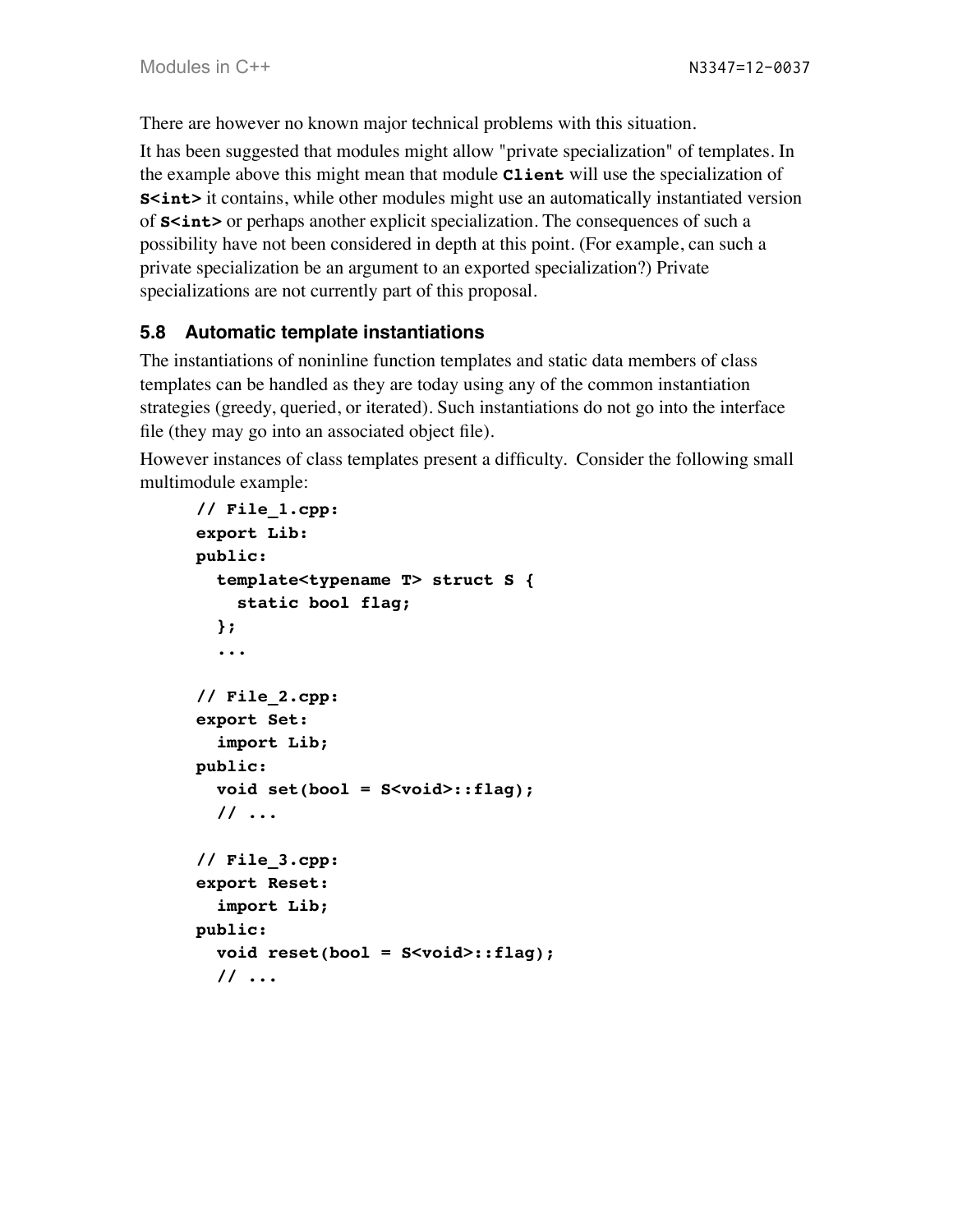There are however no known major technical problems with this situation.

It has been suggested that modules might allow "private specialization" of templates. In the example above this might mean that module **`Client`** will use the specialization of **`S<int>`** it contains, while other modules might use an automatically instantiated version of **`S<int>`** or perhaps another explicit specialization. The consequences of such a possibility have not been considered in depth at this point. (For example, can such a private specialization be an argument to an exported specialization?) Private specializations are not currently part of this proposal.

### 5.8 Automatic template instantiations

The instantiations of noninline function templates and static data members of class templates can be handled as they are today using any of the common instantiation strategies (greedy, queried, or iterated). Such instantiations do not go into the interface file (they may go into an associated object file).

However instances of class templates present a difficulty. Consider the following small multimodule example:

```
// File_1.cpp:
export Lib:
public:
  template<typename T> struct S {
    static bool flag;
  };
  ...

// File_2.cpp:
export Set:
  import Lib;
public:
  void set(bool = S<void>::flag);
  // ...

// File_3.cpp:
export Reset:
  import Lib;
public:
  void reset(bool = S<void>::flag);
  // ...
```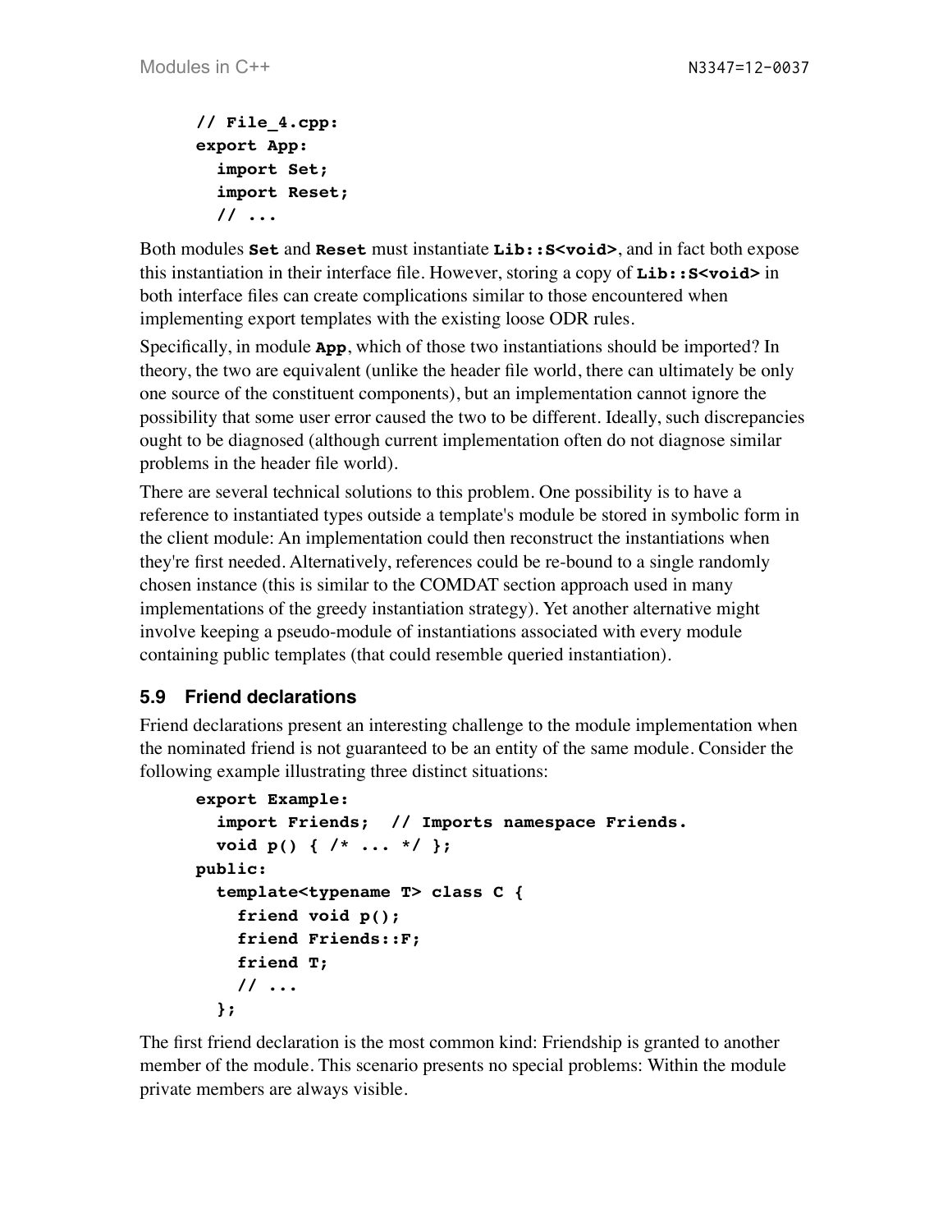```
// File_4.cpp:
export App:
  import Set;
  import Reset;
  // ...
```

Both modules **Set** and **Reset** must instantiate **Lib::S<void>**, and in fact both expose this instantiation in their interface file. However, storing a copy of **Lib::S<void>** in both interface files can create complications similar to those encountered when implementing export templates with the existing loose ODR rules.

Specifically, in module **App**, which of those two instantiations should be imported? In theory, the two are equivalent (unlike the header file world, there can ultimately be only one source of the constituent components), but an implementation cannot ignore the possibility that some user error caused the two to be different. Ideally, such discrepancies ought to be diagnosed (although current implementation often do not diagnose similar problems in the header file world).

There are several technical solutions to this problem. One possibility is to have a reference to instantiated types outside a template's module be stored in symbolic form in the client module: An implementation could then reconstruct the instantiations when they're first needed. Alternatively, references could be re-bound to a single randomly chosen instance (this is similar to the COMDAT section approach used in many implementations of the greedy instantiation strategy). Yet another alternative might involve keeping a pseudo-module of instantiations associated with every module containing public templates (that could resemble queried instantiation).

### 5.9 Friend declarations

Friend declarations present an interesting challenge to the module implementation when the nominated friend is not guaranteed to be an entity of the same module. Consider the following example illustrating three distinct situations:

```
export Example:
  import Friends;  // Imports namespace Friends.
  void p() { /* ... */ };
public:
  template<typename T> class C {
    friend void p();
    friend Friends::F;
    friend T;
    // ...
  };
```

The first friend declaration is the most common kind: Friendship is granted to another member of the module. This scenario presents no special problems: Within the module private members are always visible.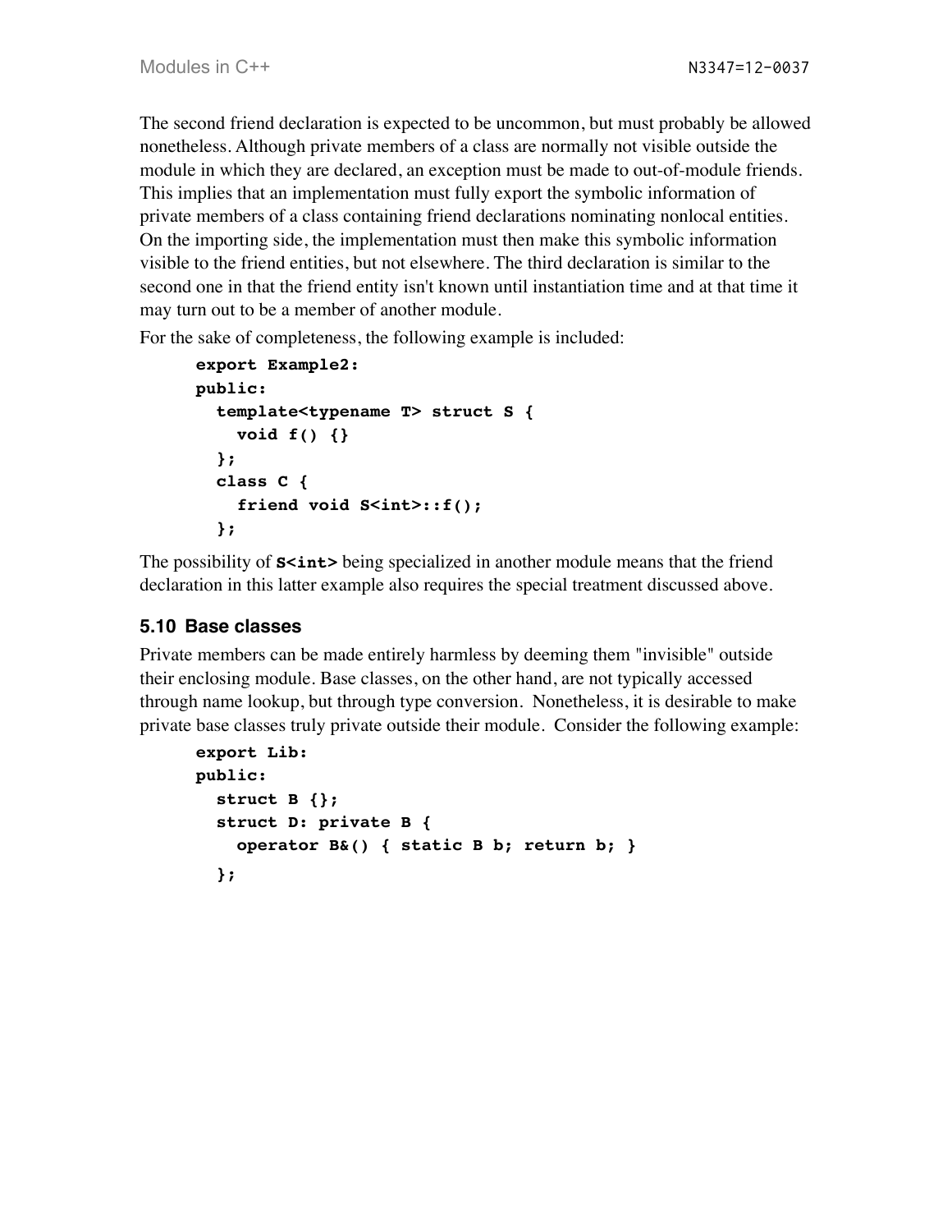The second friend declaration is expected to be uncommon, but must probably be allowed nonetheless. Although private members of a class are normally not visible outside the module in which they are declared, an exception must be made to out-of-module friends. This implies that an implementation must fully export the symbolic information of private members of a class containing friend declarations nominating nonlocal entities. On the importing side, the implementation must then make this symbolic information visible to the friend entities, but not elsewhere. The third declaration is similar to the second one in that the friend entity isn't known until instantiation time and at that time it may turn out to be a member of another module.

For the sake of completeness, the following example is included:

```
export Example2:
public:
  template<typename T> struct S {
    void f() {}
  };
  class C {
    friend void S<int>::f();
  };
```

The possibility of **S<int>** being specialized in another module means that the friend declaration in this latter example also requires the special treatment discussed above.

### 5.10 Base classes

Private members can be made entirely harmless by deeming them "invisible" outside their enclosing module. Base classes, on the other hand, are not typically accessed through name lookup, but through type conversion. Nonetheless, it is desirable to make private base classes truly private outside their module. Consider the following example:

```
export Lib:
public:
  struct B {};
  struct D: private B {
    operator B&() { static B b; return b; }
  };
```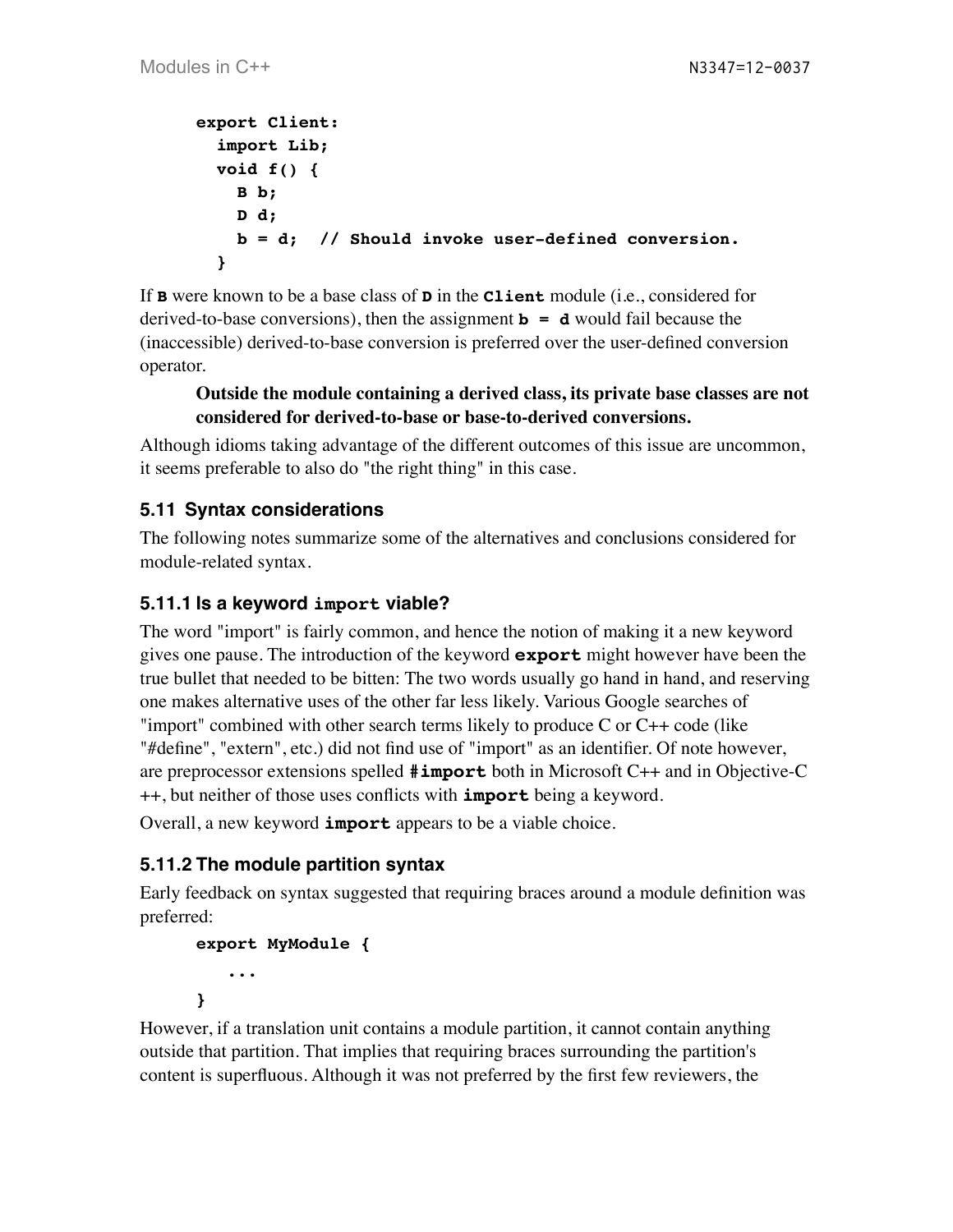```
export Client:
  import Lib;
  void f() {
    B b;
    D d;
    b = d;  // Should invoke user-defined conversion.
  }
```

If **B** were known to be a base class of **D** in the **Client** module (i.e., considered for derived-to-base conversions), then the assignment **b = d** would fail because the (inaccessible) derived-to-base conversion is preferred over the user-defined conversion operator.

> **Outside the module containing a derived class, its private base classes are not considered for derived-to-base or base-to-derived conversions.**

Although idioms taking advantage of the different outcomes of this issue are uncommon, it seems preferable to also do "the right thing" in this case.

### 5.11 Syntax considerations

The following notes summarize some of the alternatives and conclusions considered for module-related syntax.

#### 5.11.1 Is a keyword `import` viable?

The word "import" is fairly common, and hence the notion of making it a new keyword gives one pause. The introduction of the keyword **export** might however have been the true bullet that needed to be bitten: The two words usually go hand in hand, and reserving one makes alternative uses of the other far less likely. Various Google searches of "import" combined with other search terms likely to produce C or C++ code (like "#define", "extern", etc.) did not find use of "import" as an identifier. Of note however, are preprocessor extensions spelled **#import** both in Microsoft C++ and in Objective-C++, but neither of those uses conflicts with **import** being a keyword.

Overall, a new keyword **import** appears to be a viable choice.

#### 5.11.2 The module partition syntax

Early feedback on syntax suggested that requiring braces around a module definition was preferred:

```
export MyModule {
   ...
}
```

However, if a translation unit contains a module partition, it cannot contain anything outside that partition. That implies that requiring braces surrounding the partition's content is superfluous. Although it was not preferred by the first few reviewers, the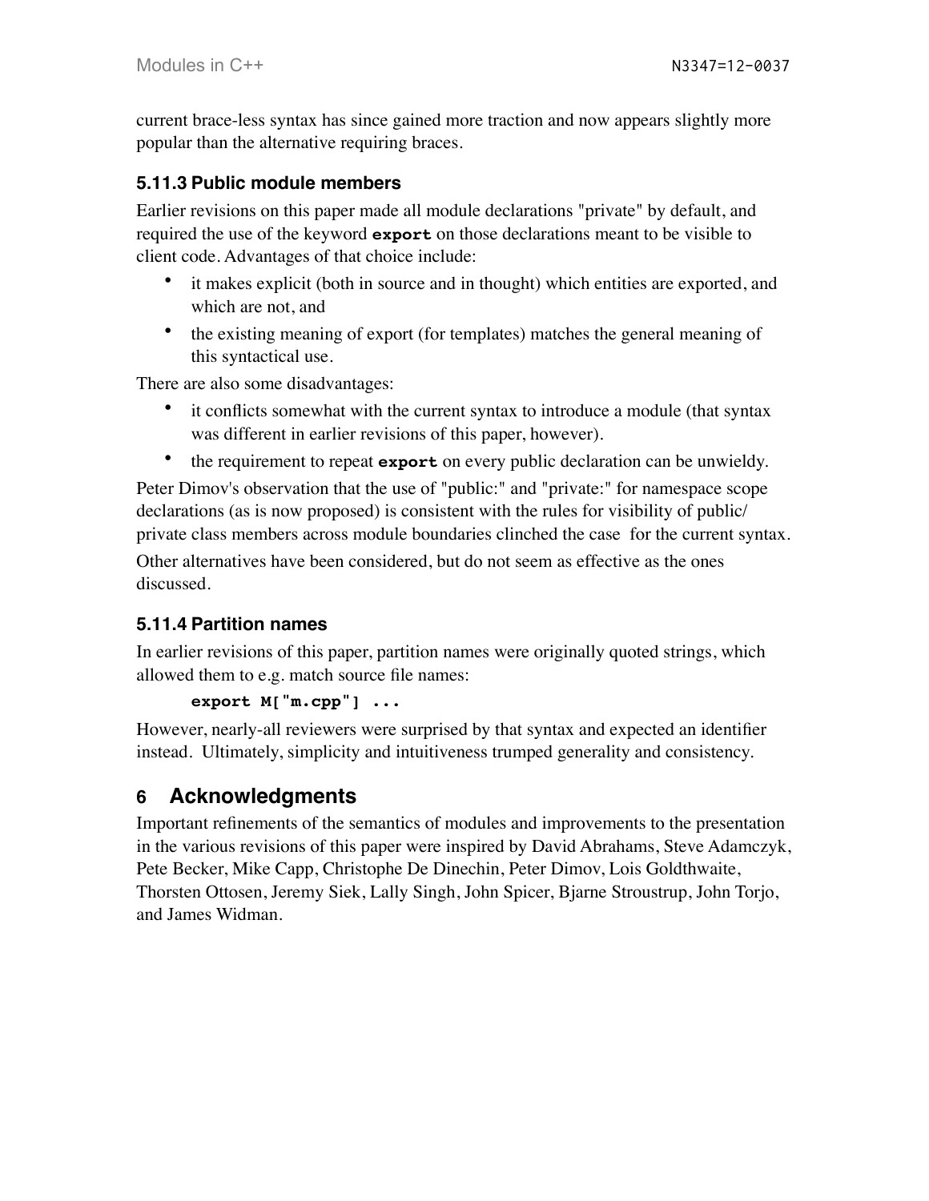current brace-less syntax has since gained more traction and now appears slightly more popular than the alternative requiring braces.

### 5.11.3 Public module members

Earlier revisions on this paper made all module declarations "private" by default, and required the use of the keyword **`export`** on those declarations meant to be visible to client code. Advantages of that choice include:

- it makes explicit (both in source and in thought) which entities are exported, and which are not, and
- the existing meaning of export (for templates) matches the general meaning of this syntactical use.

There are also some disadvantages:

- it conflicts somewhat with the current syntax to introduce a module (that syntax was different in earlier revisions of this paper, however).
- the requirement to repeat **`export`** on every public declaration can be unwieldy.

Peter Dimov's observation that the use of "public:" and "private:" for namespace scope declarations (as is now proposed) is consistent with the rules for visibility of public/private class members across module boundaries clinched the case for the current syntax.

Other alternatives have been considered, but do not seem as effective as the ones discussed.

### 5.11.4 Partition names

In earlier revisions of this paper, partition names were originally quoted strings, which allowed them to e.g. match source file names:

```
export M["m.cpp"] ...
```

However, nearly-all reviewers were surprised by that syntax and expected an identifier instead. Ultimately, simplicity and intuitiveness trumped generality and consistency.

## 6 Acknowledgments

Important refinements of the semantics of modules and improvements to the presentation in the various revisions of this paper were inspired by David Abrahams, Steve Adamczyk, Pete Becker, Mike Capp, Christophe De Dinechin, Peter Dimov, Lois Goldthwaite, Thorsten Ottosen, Jeremy Siek, Lally Singh, John Spicer, Bjarne Stroustrup, John Torjo, and James Widman.